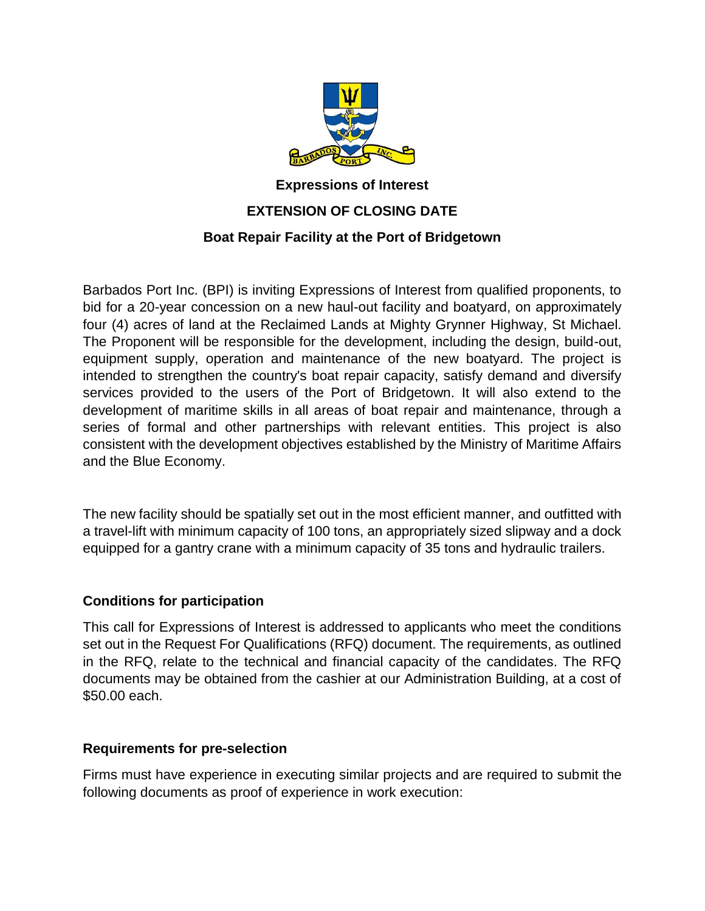**Expressions of Interest**

**EXTENSION OF CLOSING DATE**

**Boat Repair Facility at the Port of Bridgetown**

Barbados Port Inc. (BPI) is inviting Expressions of Interest from qualified proponents, to bid for a 20-year concession on a new haul-out facility and boatyard, on approximately four (4) acres of land at the Reclaimed Lands at Mighty Grynner Highway, St Michael. The Proponent will be responsible for the development, including the design, build-out, equipment supply, operation and maintenance of the new boatyard. The project is intended to strengthen the country's boat repair capacity, satisfy demand and diversify services provided to the users of the Port of Bridgetown. It will also extend to the development of maritime skills in all areas of boat repair and maintenance, through a series of formal and other partnerships with relevant entities. This project is also consistent with the development objectives established by the Ministry of Maritime Affairs and the Blue Economy.

The new facility should be spatially set out in the most efficient manner, and outfitted with a travel-lift with minimum capacity of 100 tons, an appropriately sized slipway and a dock equipped for a gantry crane with a minimum capacity of 35 tons and hydraulic trailers.

**Conditions for participation**

This call for Expressions of Interest is addressed to applicants who meet the conditions set out in the Request For Qualifications (RFQ) document. The requirements, as outlined in the RFQ, relate to the technical and financial capacity of the candidates. The RFQ documents may be obtained from the cashier at our Administration Building, at a cost of $50.00 each.

**Requirements for pre-selection**

Firms must have experience in executing similar projects and are required to submit the following documents as proof of experience in work execution: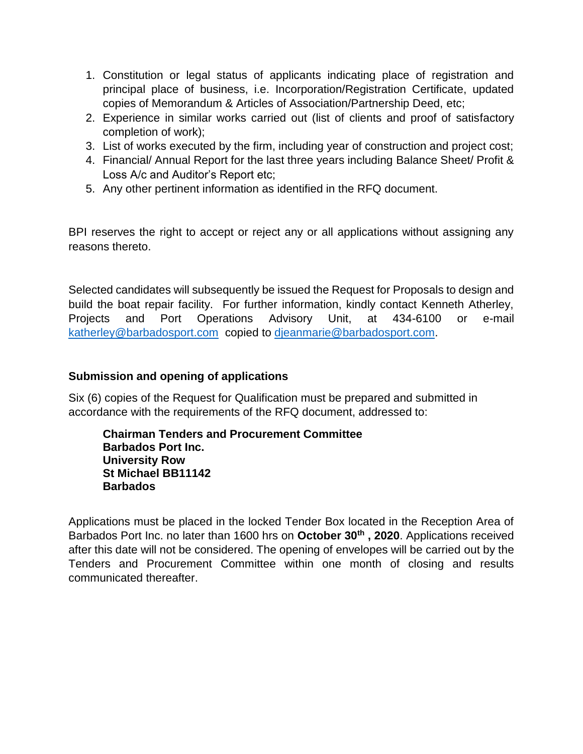1. Constitution or legal status of applicants indicating place of registration and principal place of business, i.e. Incorporation/Registration Certificate, updated copies of Memorandum & Articles of Association/Partnership Deed, etc;
2. Experience in similar works carried out (list of clients and proof of satisfactory completion of work);
3. List of works executed by the firm, including year of construction and project cost;
4. Financial/ Annual Report for the last three years including Balance Sheet/ Profit & Loss A/c and Auditor's Report etc;
5. Any other pertinent information as identified in the RFQ document.

BPI reserves the right to accept or reject any or all applications without assigning any reasons thereto.

Selected candidates will subsequently be issued the Request for Proposals to design and build the boat repair facility. For further information, kindly contact Kenneth Atherley, Projects and Port Operations Advisory Unit, at 434-6100 or e-mail katherley@barbadosport.com copied to djeanmarie@barbadosport.com.

**Submission and opening of applications**

Six (6) copies of the Request for Qualification must be prepared and submitted in accordance with the requirements of the RFQ document, addressed to:

**Chairman Tenders and Procurement Committee**
**Barbados Port Inc.**
**University Row**
**St Michael BB11142**
**Barbados**

Applications must be placed in the locked Tender Box located in the Reception Area of Barbados Port Inc. no later than 1600 hrs on **October 30th , 2020**. Applications received after this date will not be considered. The opening of envelopes will be carried out by the Tenders and Procurement Committee within one month of closing and results communicated thereafter.